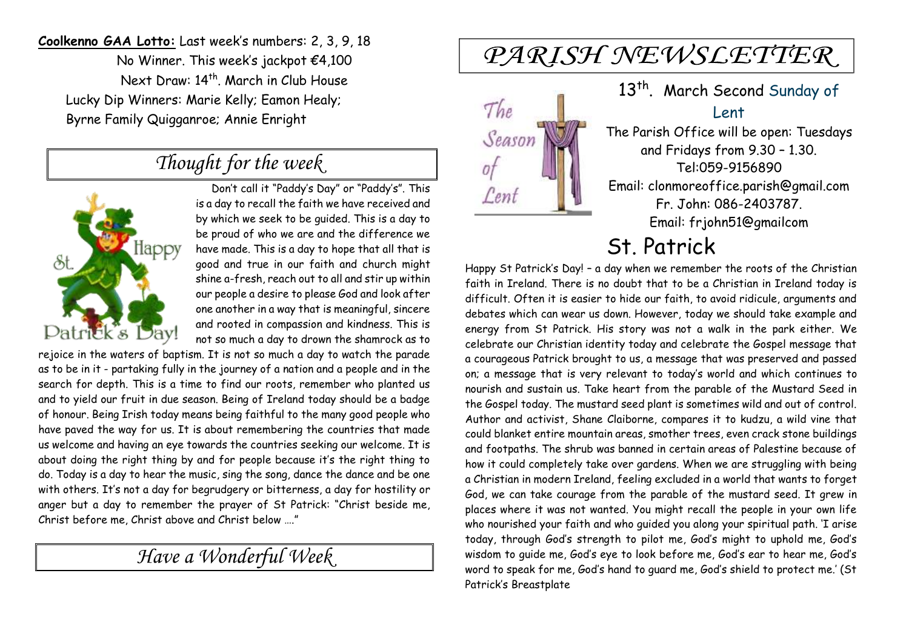**Coolkenno GAA Lotto:** Last week's numbers: 2, 3, 9, 18

No Winner. This week's jackpot €4,100

Next Draw: 14th. March in Club House

Lucky Dip Winners: Marie Kelly; Eamon Healy; Byrne Family Quigganroe; Annie Enright

## *Thought for the week*

Don't call it "Paddy's Day" or "Paddy's". This is a day to recall the faith we have received and by which we seek to be guided. This is a day to be proud of who we are and the difference we have made. This is a day to hope that all that is good and true in our faith and church might shine a-fresh, reach out to all and stir up within our people a desire to please God and look after one another in a way that is meaningful, sincere and rooted in compassion and kindness. This is not so much a day to drown the shamrock as to rejoice in the waters of baptism. It is not so much a day to watch the parade as to be in it - partaking fully in the journey of a nation and a people and in the search for depth. This is a time to find our roots, remember who planted us and to yield our fruit in due season. Being of Ireland today should be a badge of honour. Being Irish today means being faithful to the many good people who have paved the way for us. It is about remembering the countries that made us welcome and having an eye towards the countries seeking our welcome. It is about doing the right thing by and for people because it's the right thing to do. Today is a day to hear the music, sing the song, dance the dance and be one with others. It's not a day for begrudgery or bitterness, a day for hostility or anger but a day to remember the prayer of St Patrick: "Christ beside me, Christ before me, Christ above and Christ below …."

## *Have a Wonderful Week*

# *PARISH NEWSLETTER*

13th. March Second Sunday of Lent

The Parish Office will be open: Tuesdays and Fridays from 9.30 – 1.30.

Tel:059-9156890

Email: clonmoreoffice.parish@gmail.com

Fr. John: 086-2403787.

Email: frjohn51@gmailcom

# St. Patrick

Happy St Patrick's Day! – a day when we remember the roots of the Christian faith in Ireland. There is no doubt that to be a Christian in Ireland today is difficult. Often it is easier to hide our faith, to avoid ridicule, arguments and debates which can wear us down. However, today we should take example and energy from St Patrick. His story was not a walk in the park either. We celebrate our Christian identity today and celebrate the Gospel message that a courageous Patrick brought to us, a message that was preserved and passed on; a message that is very relevant to today's world and which continues to nourish and sustain us. Take heart from the parable of the Mustard Seed in the Gospel today. The mustard seed plant is sometimes wild and out of control. Author and activist, Shane Claiborne, compares it to kudzu, a wild vine that could blanket entire mountain areas, smother trees, even crack stone buildings and footpaths. The shrub was banned in certain areas of Palestine because of how it could completely take over gardens. When we are struggling with being a Christian in modern Ireland, feeling excluded in a world that wants to forget God, we can take courage from the parable of the mustard seed. It grew in places where it was not wanted. You might recall the people in your own life who nourished your faith and who guided you along your spiritual path. 'I arise today, through God's strength to pilot me, God's might to uphold me, God's wisdom to guide me, God's eye to look before me, God's ear to hear me, God's word to speak for me, God's hand to guard me, God's shield to protect me.' (St Patrick's Breastplate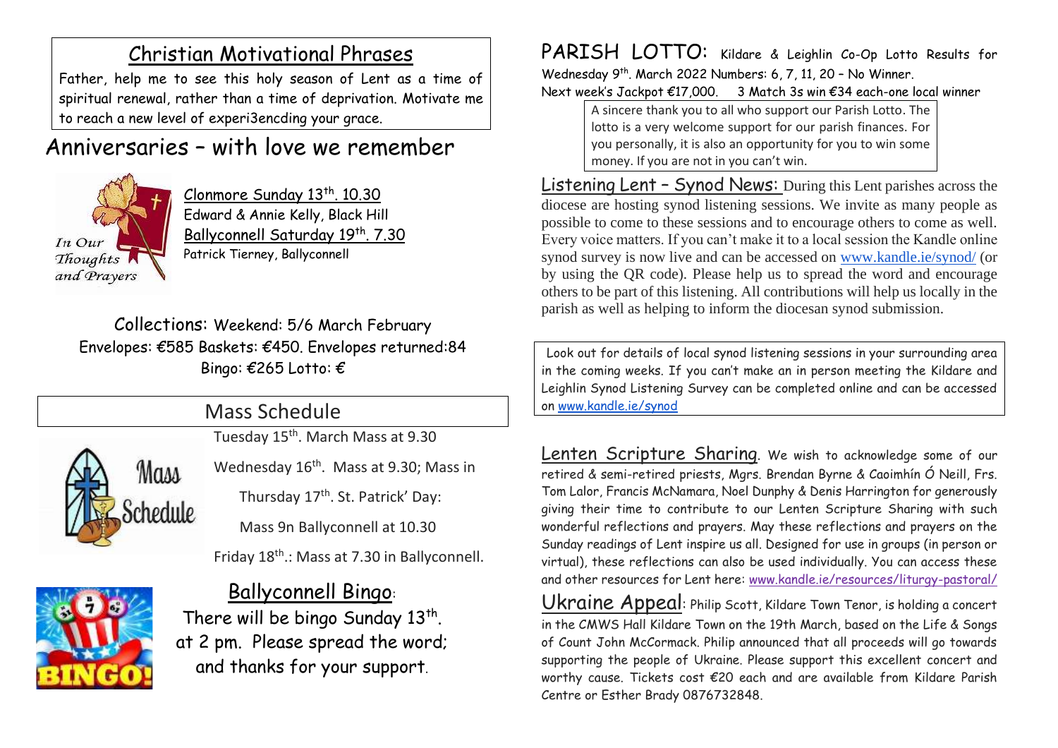## Christian Motivational Phrases

Father, help me to see this holy season of Lent as a time of spiritual renewal, rather than a time of deprivation. Motivate me to reach a new level of experi3encding your grace.

## Anniversaries – with love we remember

In Our Thoughts and Prayers

Clonmore Sunday 13th. 10.30
Edward & Annie Kelly, Black Hill
Ballyconnell Saturday 19th. 7.30
Patrick Tierney, Ballyconnell

**Collections:** Weekend: 5/6 March February
Envelopes: €585 Baskets: €450. Envelopes returned:84
Bingo: €265 Lotto: €

## Mass Schedule

Tuesday 15th. March Mass at 9.30

Wednesday 16th. Mass at 9.30; Mass in

Thursday 17th. St. Patrick' Day:

Mass 9n Ballyconnell at 10.30

Friday 18th.: Mass at 7.30 in Ballyconnell.

## Ballyconnell Bingo:

There will be bingo Sunday 13th.
at 2 pm. Please spread the word;
and thanks for your support.

**PARISH LOTTO:** Kildare & Leighlin Co-Op Lotto Results for Wednesday 9th. March 2022 Numbers: 6, 7, 11, 20 – No Winner.
Next week's Jackpot €17,000. 3 Match 3s win €34 each-one local winner

A sincere thank you to all who support our Parish Lotto. The lotto is a very welcome support for our parish finances. For you personally, it is also an opportunity for you to win some money. If you are not in you can't win.

**Listening Lent – Synod News:** During this Lent parishes across the diocese are hosting synod listening sessions. We invite as many people as possible to come to these sessions and to encourage others to come as well. Every voice matters. If you can't make it to a local session the Kandle online synod survey is now live and can be accessed on www.kandle.ie/synod/ (or by using the QR code). Please help us to spread the word and encourage others to be part of this listening. All contributions will help us locally in the parish as well as helping to inform the diocesan synod submission.

Look out for details of local synod listening sessions in your surrounding area in the coming weeks. If you can't make an in person meeting the Kildare and Leighlin Synod Listening Survey can be completed online and can be accessed on www.kandle.ie/synod

**Lenten Scripture Sharing**. We wish to acknowledge some of our retired & semi-retired priests, Mgrs. Brendan Byrne & Caoimhín Ó Neill, Frs. Tom Lalor, Francis McNamara, Noel Dunphy & Denis Harrington for generously giving their time to contribute to our Lenten Scripture Sharing with such wonderful reflections and prayers. May these reflections and prayers on the Sunday readings of Lent inspire us all. Designed for use in groups (in person or virtual), these reflections can also be used individually. You can access these and other resources for Lent here: www.kandle.ie/resources/liturgy-pastoral/

**Ukraine Appeal**: Philip Scott, Kildare Town Tenor, is holding a concert in the CMWS Hall Kildare Town on the 19th March, based on the Life & Songs of Count John McCormack. Philip announced that all proceeds will go towards supporting the people of Ukraine. Please support this excellent concert and worthy cause. Tickets cost €20 each and are available from Kildare Parish Centre or Esther Brady 0876732848.